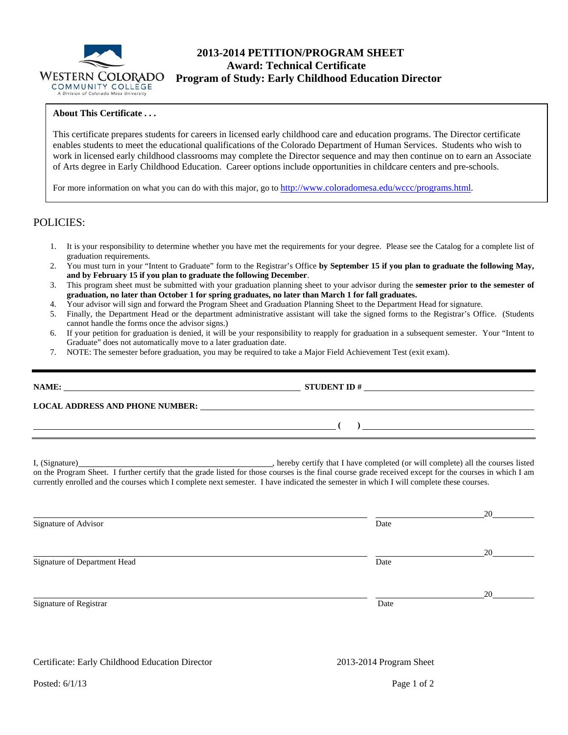WESTERN COLORADO COMMUNITY COLLEGE
A Division of Colorado Mesa University

# 2013-2014 PETITION/PROGRAM SHEET
## Award: Technical Certificate
## Program of Study: Early Childhood Education Director

**About This Certificate . . .**

This certificate prepares students for careers in licensed early childhood care and education programs. The Director certificate enables students to meet the educational qualifications of the Colorado Department of Human Services. Students who wish to work in licensed early childhood classrooms may complete the Director sequence and may then continue on to earn an Associate of Arts degree in Early Childhood Education. Career options include opportunities in childcare centers and pre-schools.

For more information on what you can do with this major, go to http://www.coloradomesa.edu/wccc/programs.html.

## POLICIES:

1. It is your responsibility to determine whether you have met the requirements for your degree. Please see the Catalog for a complete list of graduation requirements.
2. You must turn in your "Intent to Graduate" form to the Registrar's Office **by September 15 if you plan to graduate the following May, and by February 15 if you plan to graduate the following December**.
3. This program sheet must be submitted with your graduation planning sheet to your advisor during the **semester prior to the semester of graduation, no later than October 1 for spring graduates, no later than March 1 for fall graduates.**
4. Your advisor will sign and forward the Program Sheet and Graduation Planning Sheet to the Department Head for signature.
5. Finally, the Department Head or the department administrative assistant will take the signed forms to the Registrar's Office. (Students cannot handle the forms once the advisor signs.)
6. If your petition for graduation is denied, it will be your responsibility to reapply for graduation in a subsequent semester. Your "Intent to Graduate" does not automatically move to a later graduation date.
7. NOTE: The semester before graduation, you may be required to take a Major Field Achievement Test (exit exam).

---

**NAME:** ______________________________ **STUDENT ID #** ______________________________

**LOCAL ADDRESS AND PHONE NUMBER:** ______________________________

______________________________ **( )** ______________________________

I, (Signature)______________________________, hereby certify that I have completed (or will complete) all the courses listed on the Program Sheet. I further certify that the grade listed for those courses is the final course grade received except for the courses in which I am currently enrolled and the courses which I complete next semester. I have indicated the semester in which I will complete these courses.

______________________________ ______________ 20______
Signature of Advisor Date

______________________________ ______________ 20______
Signature of Department Head Date

______________________________ ______________ 20______
Signature of Registrar Date

Certificate: Early Childhood Education Director 2013-2014 Program Sheet

Posted: 6/1/13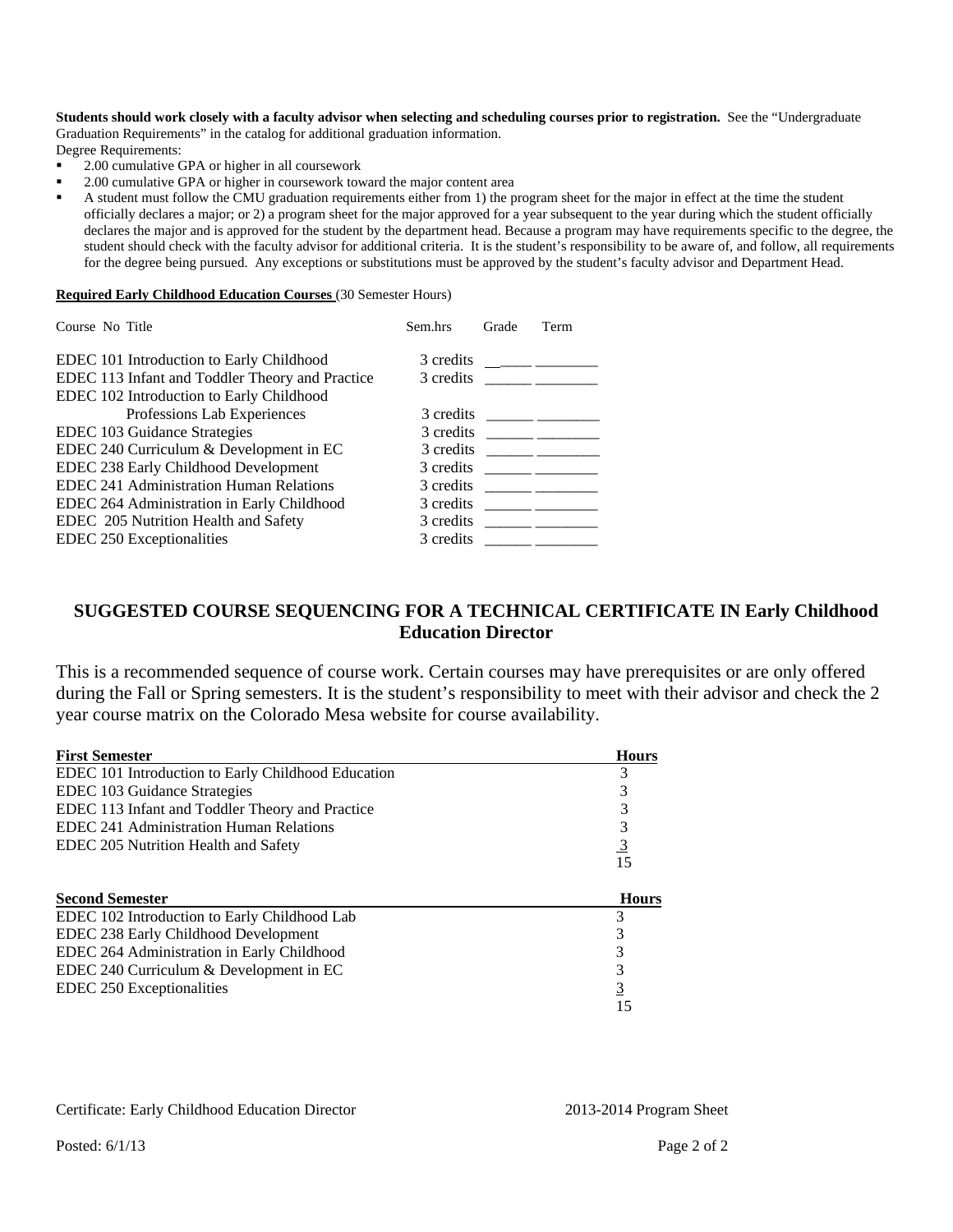**Students should work closely with a faculty advisor when selecting and scheduling courses prior to registration.** See the "Undergraduate Graduation Requirements" in the catalog for additional graduation information.

Degree Requirements:

- 2.00 cumulative GPA or higher in all coursework
- 2.00 cumulative GPA or higher in coursework toward the major content area
- A student must follow the CMU graduation requirements either from 1) the program sheet for the major in effect at the time the student officially declares a major; or 2) a program sheet for the major approved for a year subsequent to the year during which the student officially declares the major and is approved for the student by the department head. Because a program may have requirements specific to the degree, the student should check with the faculty advisor for additional criteria. It is the student's responsibility to be aware of, and follow, all requirements for the degree being pursued. Any exceptions or substitutions must be approved by the student's faculty advisor and Department Head.

**Required Early Childhood Education Courses** (30 Semester Hours)

| Course No Title | Sem.hrs | Grade | Term |
|---|---|---|---|
| EDEC 101 Introduction to Early Childhood | 3 credits | | |
| EDEC 113 Infant and Toddler Theory and Practice | 3 credits | | |
| EDEC 102 Introduction to Early Childhood Professions Lab Experiences | 3 credits | | |
| EDEC 103 Guidance Strategies | 3 credits | | |
| EDEC 240 Curriculum & Development in EC | 3 credits | | |
| EDEC 238 Early Childhood Development | 3 credits | | |
| EDEC 241 Administration Human Relations | 3 credits | | |
| EDEC 264 Administration in Early Childhood | 3 credits | | |
| EDEC 205 Nutrition Health and Safety | 3 credits | | |
| EDEC 250 Exceptionalities | 3 credits | | |

## SUGGESTED COURSE SEQUENCING FOR A TECHNICAL CERTIFICATE IN Early Childhood Education Director

This is a recommended sequence of course work. Certain courses may have prerequisites or are only offered during the Fall or Spring semesters. It is the student's responsibility to meet with their advisor and check the 2 year course matrix on the Colorado Mesa website for course availability.

| **First Semester** | **Hours** |
|---|---|
| EDEC 101 Introduction to Early Childhood Education | 3 |
| EDEC 103 Guidance Strategies | 3 |
| EDEC 113 Infant and Toddler Theory and Practice | 3 |
| EDEC 241 Administration Human Relations | 3 |
| EDEC 205 Nutrition Health and Safety | 3 |
| | 15 |

| **Second Semester** | **Hours** |
|---|---|
| EDEC 102 Introduction to Early Childhood Lab | 3 |
| EDEC 238 Early Childhood Development | 3 |
| EDEC 264 Administration in Early Childhood | 3 |
| EDEC 240 Curriculum & Development in EC | 3 |
| EDEC 250 Exceptionalities | 3 |
| | 15 |

Certificate: Early Childhood Education Director 2013-2014 Program Sheet

Posted: 6/1/13